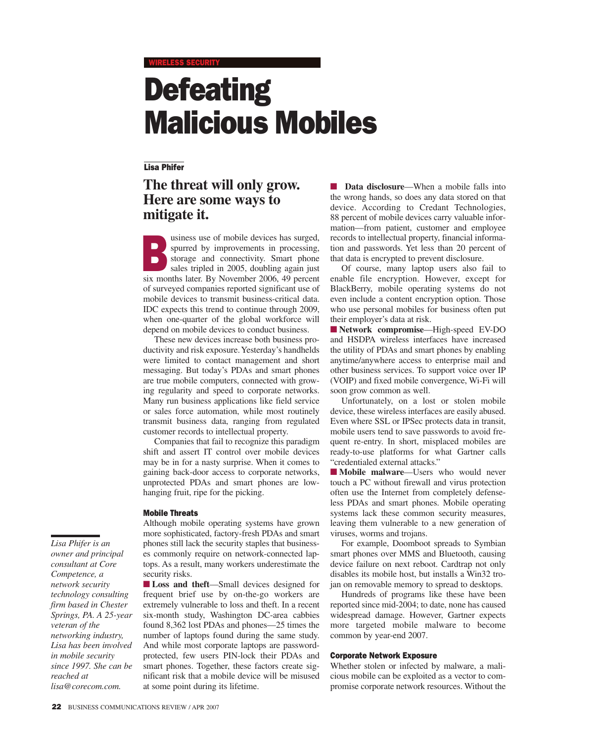WIRELESS SECURITY

# Defeating Malicious Mobiles

**Lisa Phifer**

## The threat will only grow. Here are some ways to mitigate it.

Business use of mobile devices has surged, spurred by improvements in processing, storage and connectivity. Smart phone sales tripled in 2005, doubling again just six months later. By November 2006, 49 percent of surveyed companies reported significant use of mobile devices to transmit business-critical data. IDC expects this trend to continue through 2009, when one-quarter of the global workforce will depend on mobile devices to conduct business.

These new devices increase both business productivity and risk exposure. Yesterday's handhelds were limited to contact management and short messaging. But today's PDAs and smart phones are true mobile computers, connected with growing regularity and speed to corporate networks. Many run business applications like field service or sales force automation, while most routinely transmit business data, ranging from regulated customer records to intellectual property.

Companies that fail to recognize this paradigm shift and assert IT control over mobile devices may be in for a nasty surprise. When it comes to gaining back-door access to corporate networks, unprotected PDAs and smart phones are low-hanging fruit, ripe for the picking.

### Mobile Threats

Although mobile operating systems have grown more sophisticated, factory-fresh PDAs and smart phones still lack the security staples that businesses commonly require on network-connected laptops. As a result, many workers underestimate the security risks.

- **Loss and theft**—Small devices designed for frequent brief use by on-the-go workers are extremely vulnerable to loss and theft. In a recent six-month study, Washington DC-area cabbies found 8,362 lost PDAs and phones—25 times the number of laptops found during the same study. And while most corporate laptops are password-protected, few users PIN-lock their PDAs and smart phones. Together, these factors create significant risk that a mobile device will be misused at some point during its lifetime.

- **Data disclosure**—When a mobile falls into the wrong hands, so does any data stored on that device. According to Credant Technologies, 88 percent of mobile devices carry valuable information—from patient, customer and employee records to intellectual property, financial information and passwords. Yet less than 20 percent of that data is encrypted to prevent disclosure.

  Of course, many laptop users also fail to enable file encryption. However, except for BlackBerry, mobile operating systems do not even include a content encryption option. Those who use personal mobiles for business often put their employer's data at risk.

- **Network compromise**—High-speed EV-DO and HSDPA wireless interfaces have increased the utility of PDAs and smart phones by enabling anytime/anywhere access to enterprise mail and other business services. To support voice over IP (VOIP) and fixed mobile convergence, Wi-Fi will soon grow common as well.

  Unfortunately, on a lost or stolen mobile device, these wireless interfaces are easily abused. Even where SSL or IPSec protects data in transit, mobile users tend to save passwords to avoid frequent re-entry. In short, misplaced mobiles are ready-to-use platforms for what Gartner calls "credentialed external attacks."

- **Mobile malware**—Users who would never touch a PC without firewall and virus protection often use the Internet from completely defenseless PDAs and smart phones. Mobile operating systems lack these common security measures, leaving them vulnerable to a new generation of viruses, worms and trojans.

  For example, Doomboot spreads to Symbian smart phones over MMS and Bluetooth, causing device failure on next reboot. Cardtrap not only disables its mobile host, but installs a Win32 trojan on removable memory to spread to desktops.

  Hundreds of programs like these have been reported since mid-2004; to date, none has caused widespread damage. However, Gartner expects more targeted mobile malware to become common by year-end 2007.

### Corporate Network Exposure

Whether stolen or infected by malware, a malicious mobile can be exploited as a vector to compromise corporate network resources. Without the

*Lisa Phifer is an owner and principal consultant at Core Competence, a network security technology consulting firm based in Chester Springs, PA. A 25-year veteran of the networking industry, Lisa has been involved in mobile security since 1997. She can be reached at lisa@corecom.com.*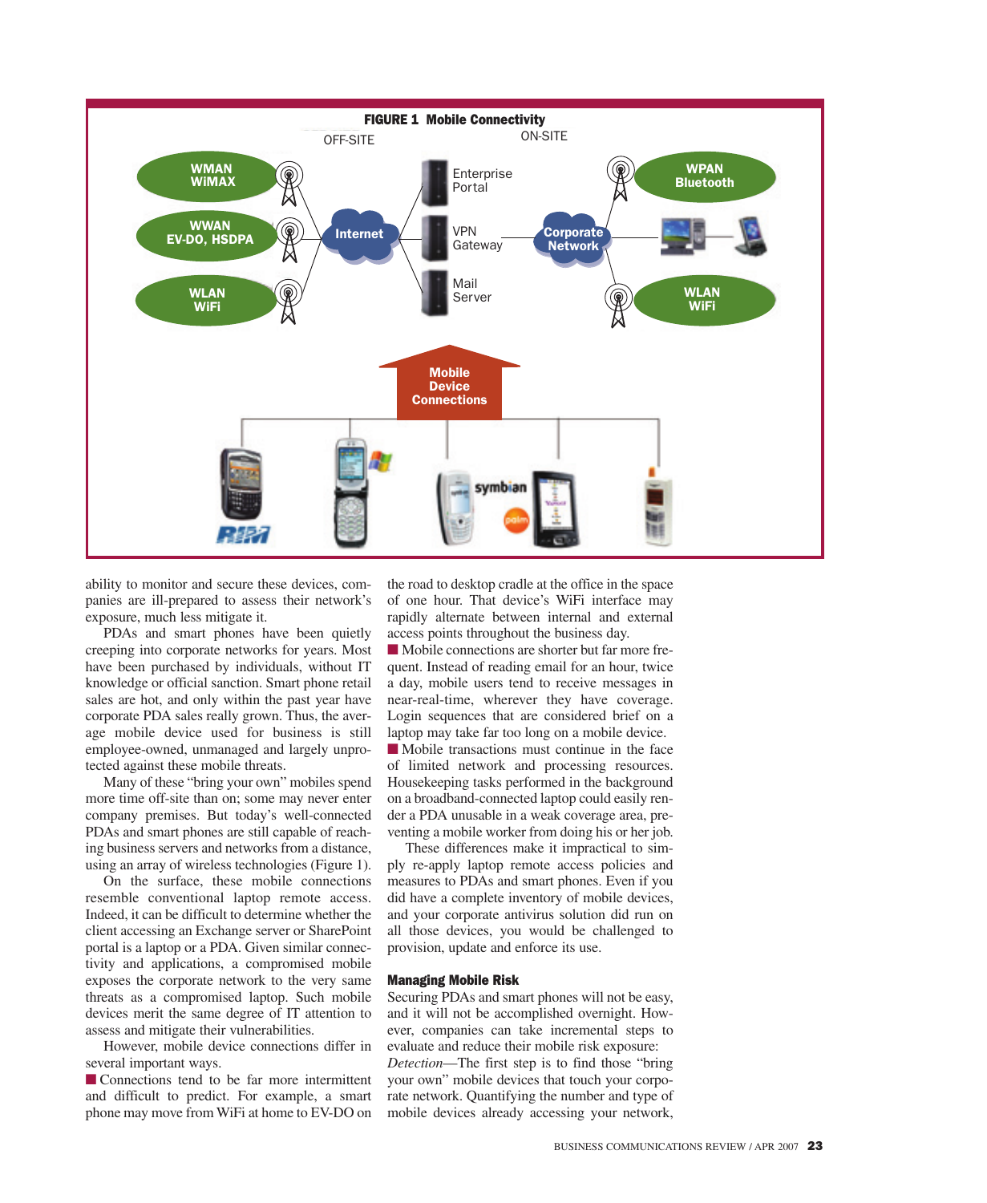**FIGURE 1 Mobile Connectivity**

OFF-SITE

ON-SITE

WMAN WiMAX

WWAN EV-DO, HSDPA

WLAN WiFi

Internet

Enterprise Portal

VPN Gateway

Mail Server

Corporate Network

WPAN Bluetooth

WLAN WiFi

Mobile Device Connections

RIM

symbian

palm

ability to monitor and secure these devices, companies are ill-prepared to assess their network's exposure, much less mitigate it.

PDAs and smart phones have been quietly creeping into corporate networks for years. Most have been purchased by individuals, without IT knowledge or official sanction. Smart phone retail sales are hot, and only within the past year have corporate PDA sales really grown. Thus, the average mobile device used for business is still employee-owned, unmanaged and largely unprotected against these mobile threats.

Many of these "bring your own" mobiles spend more time off-site than on; some may never enter company premises. But today's well-connected PDAs and smart phones are still capable of reaching business servers and networks from a distance, using an array of wireless technologies (Figure 1).

On the surface, these mobile connections resemble conventional laptop remote access. Indeed, it can be difficult to determine whether the client accessing an Exchange server or SharePoint portal is a laptop or a PDA. Given similar connectivity and applications, a compromised mobile exposes the corporate network to the very same threats as a compromised laptop. Such mobile devices merit the same degree of IT attention to assess and mitigate their vulnerabilities.

However, mobile device connections differ in several important ways.

- Connections tend to be far more intermittent and difficult to predict. For example, a smart phone may move from WiFi at home to EV-DO on the road to desktop cradle at the office in the space of one hour. That device's WiFi interface may rapidly alternate between internal and external access points throughout the business day.
- Mobile connections are shorter but far more frequent. Instead of reading email for an hour, twice a day, mobile users tend to receive messages in near-real-time, wherever they have coverage. Login sequences that are considered brief on a laptop may take far too long on a mobile device.
- Mobile transactions must continue in the face of limited network and processing resources. Housekeeping tasks performed in the background on a broadband-connected laptop could easily render a PDA unusable in a weak coverage area, preventing a mobile worker from doing his or her job.

These differences make it impractical to simply re-apply laptop remote access policies and measures to PDAs and smart phones. Even if you did have a complete inventory of mobile devices, and your corporate antivirus solution did run on all those devices, you would be challenged to provision, update and enforce its use.

### Managing Mobile Risk

Securing PDAs and smart phones will not be easy, and it will not be accomplished overnight. However, companies can take incremental steps to evaluate and reduce their mobile risk exposure:

*Detection*—The first step is to find those "bring your own" mobile devices that touch your corporate network. Quantifying the number and type of mobile devices already accessing your network,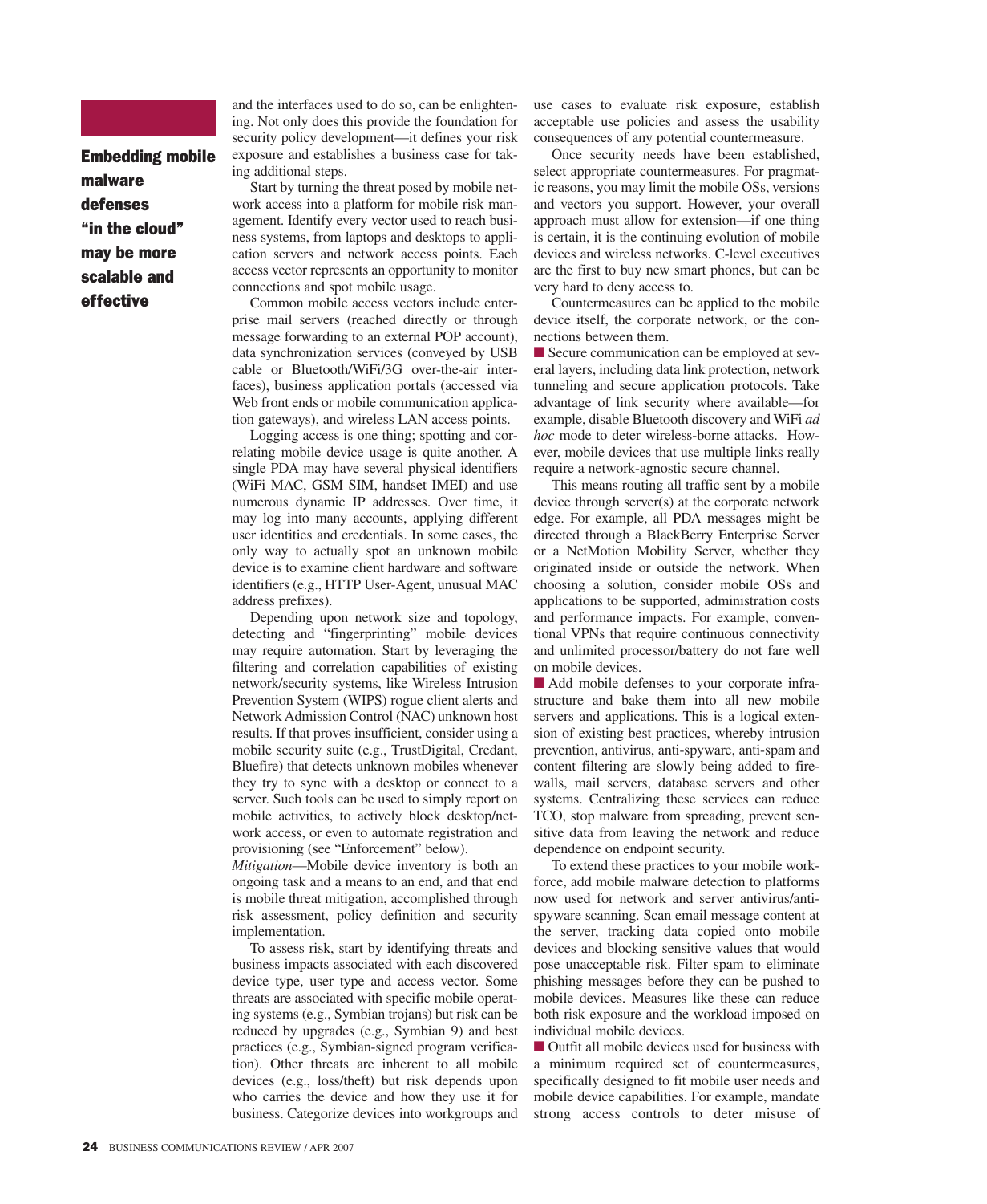**Embedding mobile malware defenses "in the cloud" may be more scalable and effective**

and the interfaces used to do so, can be enlightening. Not only does this provide the foundation for security policy development—it defines your risk exposure and establishes a business case for taking additional steps.

Start by turning the threat posed by mobile network access into a platform for mobile risk management. Identify every vector used to reach business systems, from laptops and desktops to application servers and network access points. Each access vector represents an opportunity to monitor connections and spot mobile usage.

Common mobile access vectors include enterprise mail servers (reached directly or through message forwarding to an external POP account), data synchronization services (conveyed by USB cable or Bluetooth/WiFi/3G over-the-air interfaces), business application portals (accessed via Web front ends or mobile communication application gateways), and wireless LAN access points.

Logging access is one thing; spotting and correlating mobile device usage is quite another. A single PDA may have several physical identifiers (WiFi MAC, GSM SIM, handset IMEI) and use numerous dynamic IP addresses. Over time, it may log into many accounts, applying different user identities and credentials. In some cases, the only way to actually spot an unknown mobile device is to examine client hardware and software identifiers (e.g., HTTP User-Agent, unusual MAC address prefixes).

Depending upon network size and topology, detecting and "fingerprinting" mobile devices may require automation. Start by leveraging the filtering and correlation capabilities of existing network/security systems, like Wireless Intrusion Prevention System (WIPS) rogue client alerts and Network Admission Control (NAC) unknown host results. If that proves insufficient, consider using a mobile security suite (e.g., TrustDigital, Credant, Bluefire) that detects unknown mobiles whenever they try to sync with a desktop or connect to a server. Such tools can be used to simply report on mobile activities, to actively block desktop/network access, or even to automate registration and provisioning (see "Enforcement" below).

*Mitigation*—Mobile device inventory is both an ongoing task and a means to an end, and that end is mobile threat mitigation, accomplished through risk assessment, policy definition and security implementation.

To assess risk, start by identifying threats and business impacts associated with each discovered device type, user type and access vector. Some threats are associated with specific mobile operating systems (e.g., Symbian trojans) but risk can be reduced by upgrades (e.g., Symbian 9) and best practices (e.g., Symbian-signed program verification). Other threats are inherent to all mobile devices (e.g., loss/theft) but risk depends upon who carries the device and how they use it for business. Categorize devices into workgroups and use cases to evaluate risk exposure, establish acceptable use policies and assess the usability consequences of any potential countermeasure.

Once security needs have been established, select appropriate countermeasures. For pragmatic reasons, you may limit the mobile OSs, versions and vectors you support. However, your overall approach must allow for extension—if one thing is certain, it is the continuing evolution of mobile devices and wireless networks. C-level executives are the first to buy new smart phones, but can be very hard to deny access to.

Countermeasures can be applied to the mobile device itself, the corporate network, or the connections between them.

- Secure communication can be employed at several layers, including data link protection, network tunneling and secure application protocols. Take advantage of link security where available—for example, disable Bluetooth discovery and WiFi *ad hoc* mode to deter wireless-borne attacks. However, mobile devices that use multiple links really require a network-agnostic secure channel.

This means routing all traffic sent by a mobile device through server(s) at the corporate network edge. For example, all PDA messages might be directed through a BlackBerry Enterprise Server or a NetMotion Mobility Server, whether they originated inside or outside the network. When choosing a solution, consider mobile OSs and applications to be supported, administration costs and performance impacts. For example, conventional VPNs that require continuous connectivity and unlimited processor/battery do not fare well on mobile devices.

- Add mobile defenses to your corporate infrastructure and bake them into all new mobile servers and applications. This is a logical extension of existing best practices, whereby intrusion prevention, antivirus, anti-spyware, anti-spam and content filtering are slowly being added to firewalls, mail servers, database servers and other systems. Centralizing these services can reduce TCO, stop malware from spreading, prevent sensitive data from leaving the network and reduce dependence on endpoint security.

To extend these practices to your mobile workforce, add mobile malware detection to platforms now used for network and server antivirus/anti-spyware scanning. Scan email message content at the server, tracking data copied onto mobile devices and blocking sensitive values that would pose unacceptable risk. Filter spam to eliminate phishing messages before they can be pushed to mobile devices. Measures like these can reduce both risk exposure and the workload imposed on individual mobile devices.

- Outfit all mobile devices used for business with a minimum required set of countermeasures, specifically designed to fit mobile user needs and mobile device capabilities. For example, mandate strong access controls to deter misuse of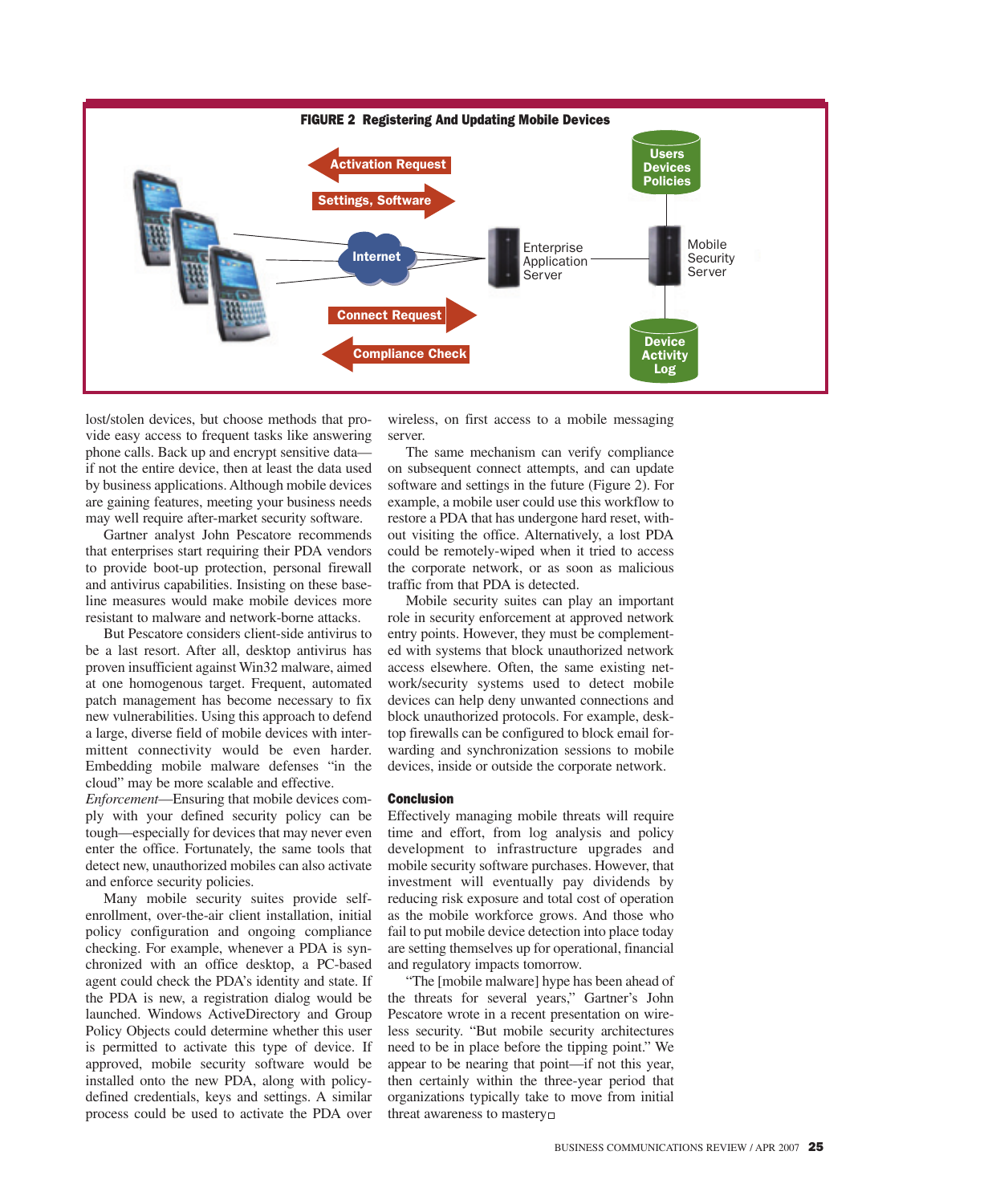**FIGURE 2 Registering And Updating Mobile Devices**

Activation Request

Settings, Software

Internet

Connect Request

Compliance Check

Enterprise Application Server

Mobile Security Server

Users Devices Policies

Device Activity Log

lost/stolen devices, but choose methods that provide easy access to frequent tasks like answering phone calls. Back up and encrypt sensitive data—if not the entire device, then at least the data used by business applications. Although mobile devices are gaining features, meeting your business needs may well require after-market security software.

Gartner analyst John Pescatore recommends that enterprises start requiring their PDA vendors to provide boot-up protection, personal firewall and antivirus capabilities. Insisting on these baseline measures would make mobile devices more resistant to malware and network-borne attacks.

But Pescatore considers client-side antivirus to be a last resort. After all, desktop antivirus has proven insufficient against Win32 malware, aimed at one homogenous target. Frequent, automated patch management has become necessary to fix new vulnerabilities. Using this approach to defend a large, diverse field of mobile devices with intermittent connectivity would be even harder. Embedding mobile malware defenses "in the cloud" may be more scalable and effective.

*Enforcement*—Ensuring that mobile devices comply with your defined security policy can be tough—especially for devices that may never even enter the office. Fortunately, the same tools that detect new, unauthorized mobiles can also activate and enforce security policies.

Many mobile security suites provide self-enrollment, over-the-air client installation, initial policy configuration and ongoing compliance checking. For example, whenever a PDA is synchronized with an office desktop, a PC-based agent could check the PDA's identity and state. If the PDA is new, a registration dialog would be launched. Windows ActiveDirectory and Group Policy Objects could determine whether this user is permitted to activate this type of device. If approved, mobile security software would be installed onto the new PDA, along with policy-defined credentials, keys and settings. A similar process could be used to activate the PDA over wireless, on first access to a mobile messaging server.

The same mechanism can verify compliance on subsequent connect attempts, and can update software and settings in the future (Figure 2). For example, a mobile user could use this workflow to restore a PDA that has undergone hard reset, without visiting the office. Alternatively, a lost PDA could be remotely-wiped when it tried to access the corporate network, or as soon as malicious traffic from that PDA is detected.

Mobile security suites can play an important role in security enforcement at approved network entry points. However, they must be complemented with systems that block unauthorized network access elsewhere. Often, the same existing network/security systems used to detect mobile devices can help deny unwanted connections and block unauthorized protocols. For example, desktop firewalls can be configured to block email forwarding and synchronization sessions to mobile devices, inside or outside the corporate network.

## Conclusion

Effectively managing mobile threats will require time and effort, from log analysis and policy development to infrastructure upgrades and mobile security software purchases. However, that investment will eventually pay dividends by reducing risk exposure and total cost of operation as the mobile workforce grows. And those who fail to put mobile device detection into place today are setting themselves up for operational, financial and regulatory impacts tomorrow.

"The [mobile malware] hype has been ahead of the threats for several years," Gartner's John Pescatore wrote in a recent presentation on wireless security. "But mobile security architectures need to be in place before the tipping point." We appear to be nearing that point—if not this year, then certainly within the three-year period that organizations typically take to move from initial threat awareness to mastery ◻